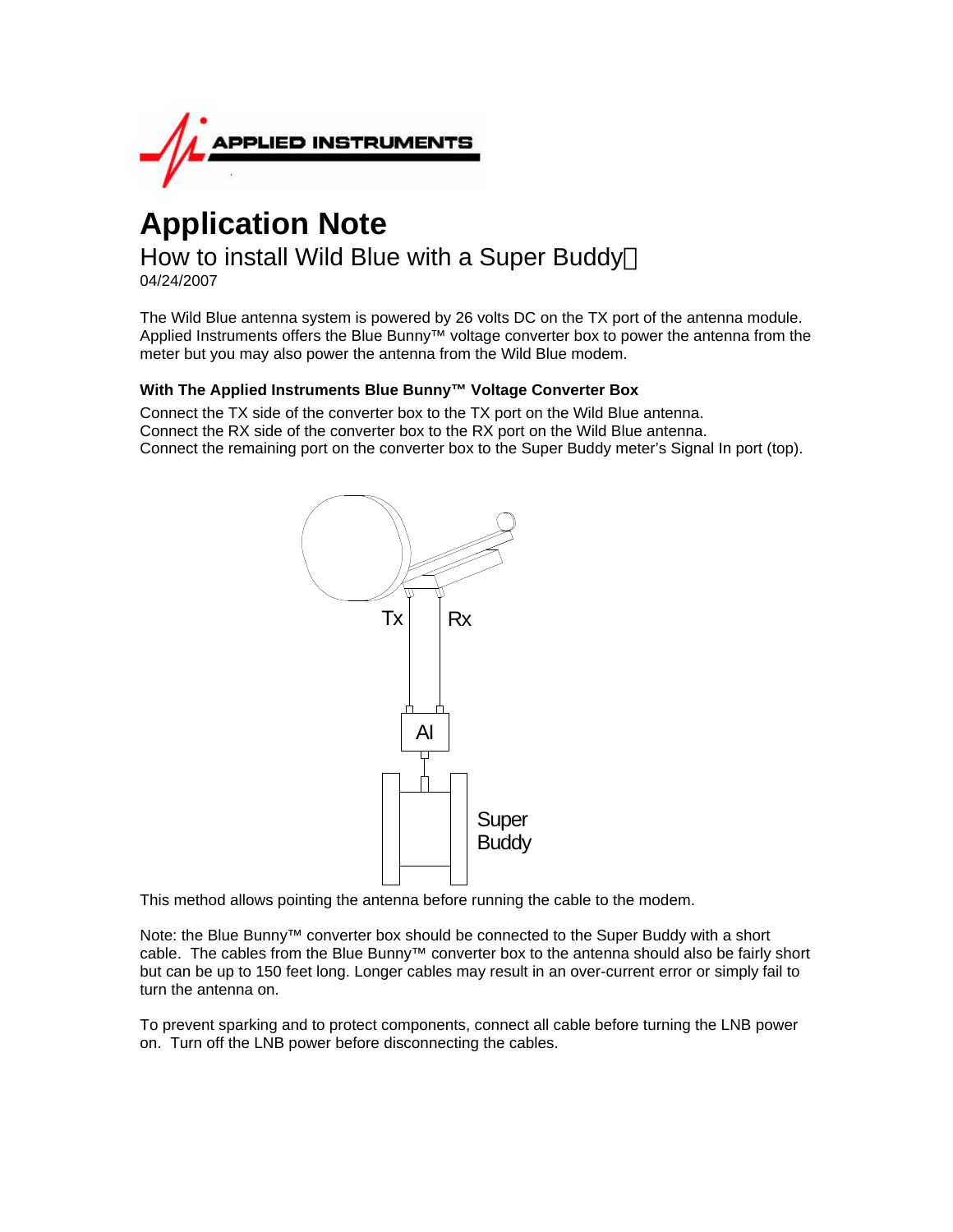APPLIED INSTRUMENTS

# Application Note

## How to install Wild Blue with a Super Buddy

04/24/2007

The Wild Blue antenna system is powered by 26 volts DC on the TX port of the antenna module. Applied Instruments offers the Blue Bunny™ voltage converter box to power the antenna from the meter but you may also power the antenna from the Wild Blue modem.

### With The Applied Instruments Blue Bunny™ Voltage Converter Box

Connect the TX side of the converter box to the TX port on the Wild Blue antenna.
Connect the RX side of the converter box to the RX port on the Wild Blue antenna.
Connect the remaining port on the converter box to the Super Buddy meter's Signal In port (top).

Tx Rx

AI

Super Buddy

This method allows pointing the antenna before running the cable to the modem.

Note: the Blue Bunny™ converter box should be connected to the Super Buddy with a short cable. The cables from the Blue Bunny™ converter box to the antenna should also be fairly short but can be up to 150 feet long. Longer cables may result in an over-current error or simply fail to turn the antenna on.

To prevent sparking and to protect components, connect all cable before turning the LNB power on. Turn off the LNB power before disconnecting the cables.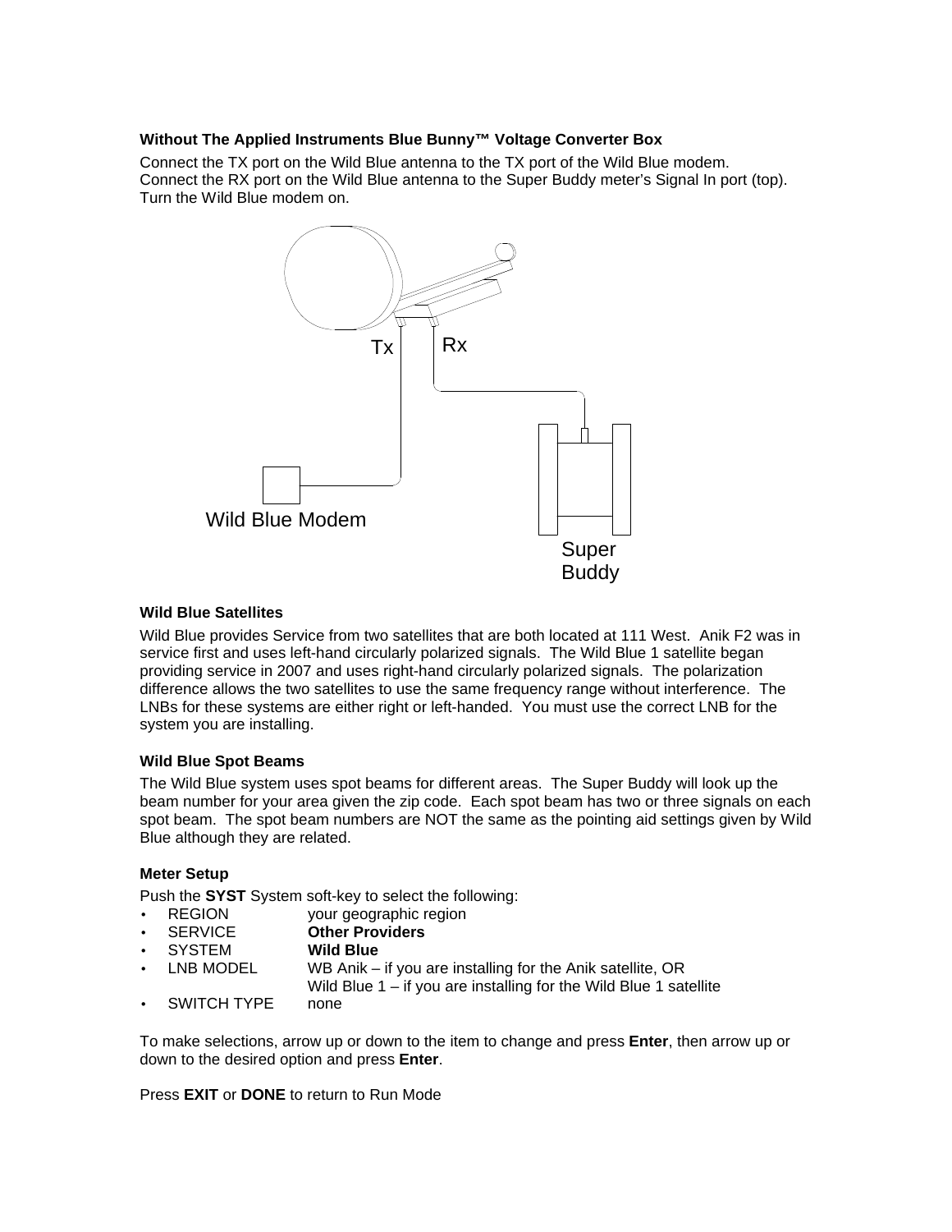**Without The Applied Instruments Blue Bunny™ Voltage Converter Box**

Connect the TX port on the Wild Blue antenna to the TX port of the Wild Blue modem.
Connect the RX port on the Wild Blue antenna to the Super Buddy meter's Signal In port (top).
Turn the Wild Blue modem on.

Tx Rx

Wild Blue Modem

Super Buddy

**Wild Blue Satellites**

Wild Blue provides Service from two satellites that are both located at 111 West. Anik F2 was in service first and uses left-hand circularly polarized signals. The Wild Blue 1 satellite began providing service in 2007 and uses right-hand circularly polarized signals. The polarization difference allows the two satellites to use the same frequency range without interference. The LNBs for these systems are either right or left-handed. You must use the correct LNB for the system you are installing.

**Wild Blue Spot Beams**

The Wild Blue system uses spot beams for different areas. The Super Buddy will look up the beam number for your area given the zip code. Each spot beam has two or three signals on each spot beam. The spot beam numbers are NOT the same as the pointing aid settings given by Wild Blue although they are related.

**Meter Setup**

Push the **SYST** System soft-key to select the following:

- REGION your geographic region
- SERVICE **Other Providers**
- SYSTEM **Wild Blue**
- LNB MODEL WB Anik – if you are installing for the Anik satellite, OR
  Wild Blue 1 – if you are installing for the Wild Blue 1 satellite
- SWITCH TYPE none

To make selections, arrow up or down to the item to change and press **Enter**, then arrow up or down to the desired option and press **Enter**.

Press **EXIT** or **DONE** to return to Run Mode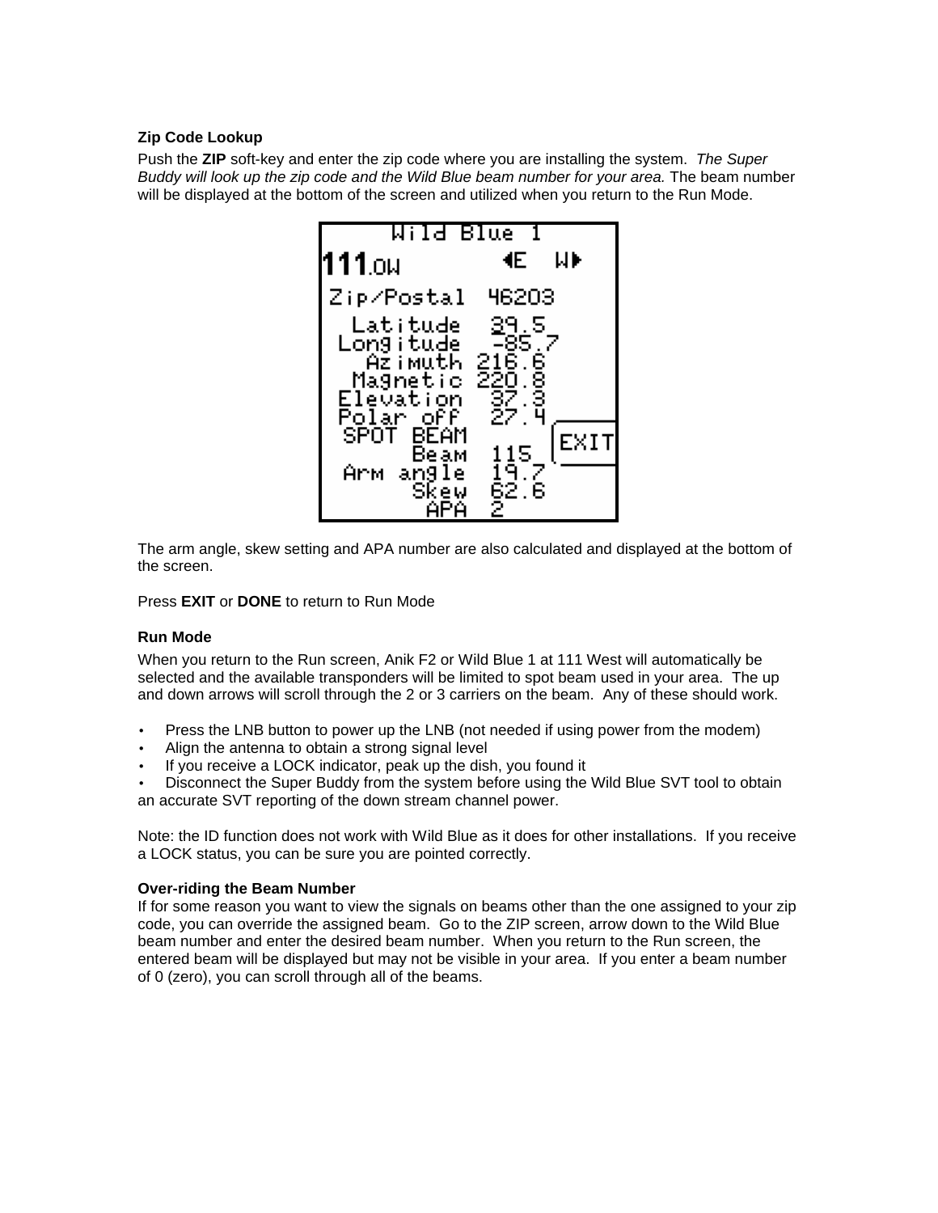### Zip Code Lookup

Push the **ZIP** soft-key and enter the zip code where you are installing the system. *The Super Buddy will look up the zip code and the Wild Blue beam number for your area.* The beam number will be displayed at the bottom of the screen and utilized when you return to the Run Mode.

```
     Wild Blue 1
111.0W        ◄E  W►
Zip/Postal  46203
  Latitude   39.5
 Longitude  -85.7
   Azimuth  216.6
  Magnetic  220.8
 Elevation   37.3
 Polar off   27.4
 SPOT BEAM           EXIT
      Beam   115
 Arm angle   19.7
      Skew   62.6
       APA   2
```

The arm angle, skew setting and APA number are also calculated and displayed at the bottom of the screen.

Press **EXIT** or **DONE** to return to Run Mode

### Run Mode

When you return to the Run screen, Anik F2 or Wild Blue 1 at 111 West will automatically be selected and the available transponders will be limited to spot beam used in your area. The up and down arrows will scroll through the 2 or 3 carriers on the beam. Any of these should work.

- Press the LNB button to power up the LNB (not needed if using power from the modem)
- Align the antenna to obtain a strong signal level
- If you receive a LOCK indicator, peak up the dish, you found it
- Disconnect the Super Buddy from the system before using the Wild Blue SVT tool to obtain an accurate SVT reporting of the down stream channel power.

Note: the ID function does not work with Wild Blue as it does for other installations. If you receive a LOCK status, you can be sure you are pointed correctly.

### Over-riding the Beam Number

If for some reason you want to view the signals on beams other than the one assigned to your zip code, you can override the assigned beam. Go to the ZIP screen, arrow down to the Wild Blue beam number and enter the desired beam number. When you return to the Run screen, the entered beam will be displayed but may not be visible in your area. If you enter a beam number of 0 (zero), you can scroll through all of the beams.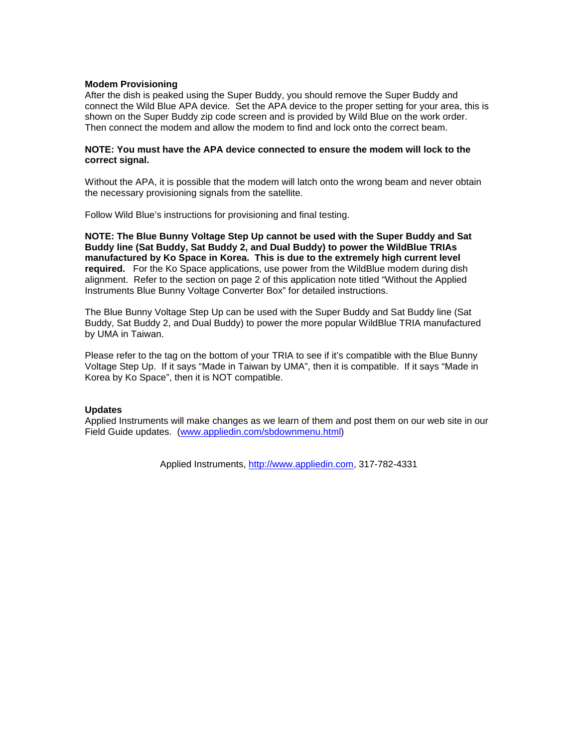**Modem Provisioning**

After the dish is peaked using the Super Buddy, you should remove the Super Buddy and connect the Wild Blue APA device. Set the APA device to the proper setting for your area, this is shown on the Super Buddy zip code screen and is provided by Wild Blue on the work order. Then connect the modem and allow the modem to find and lock onto the correct beam.

**NOTE: You must have the APA device connected to ensure the modem will lock to the correct signal.**

Without the APA, it is possible that the modem will latch onto the wrong beam and never obtain the necessary provisioning signals from the satellite.

Follow Wild Blue's instructions for provisioning and final testing.

**NOTE: The Blue Bunny Voltage Step Up cannot be used with the Super Buddy and Sat Buddy line (Sat Buddy, Sat Buddy 2, and Dual Buddy) to power the WildBlue TRIAs manufactured by Ko Space in Korea. This is due to the extremely high current level required.** For the Ko Space applications, use power from the WildBlue modem during dish alignment. Refer to the section on page 2 of this application note titled "Without the Applied Instruments Blue Bunny Voltage Converter Box" for detailed instructions.

The Blue Bunny Voltage Step Up can be used with the Super Buddy and Sat Buddy line (Sat Buddy, Sat Buddy 2, and Dual Buddy) to power the more popular WildBlue TRIA manufactured by UMA in Taiwan.

Please refer to the tag on the bottom of your TRIA to see if it's compatible with the Blue Bunny Voltage Step Up. If it says "Made in Taiwan by UMA", then it is compatible. If it says "Made in Korea by Ko Space", then it is NOT compatible.

**Updates**

Applied Instruments will make changes as we learn of them and post them on our web site in our Field Guide updates. (www.appliedin.com/sbdownmenu.html)

Applied Instruments, http://www.appliedin.com, 317-782-4331